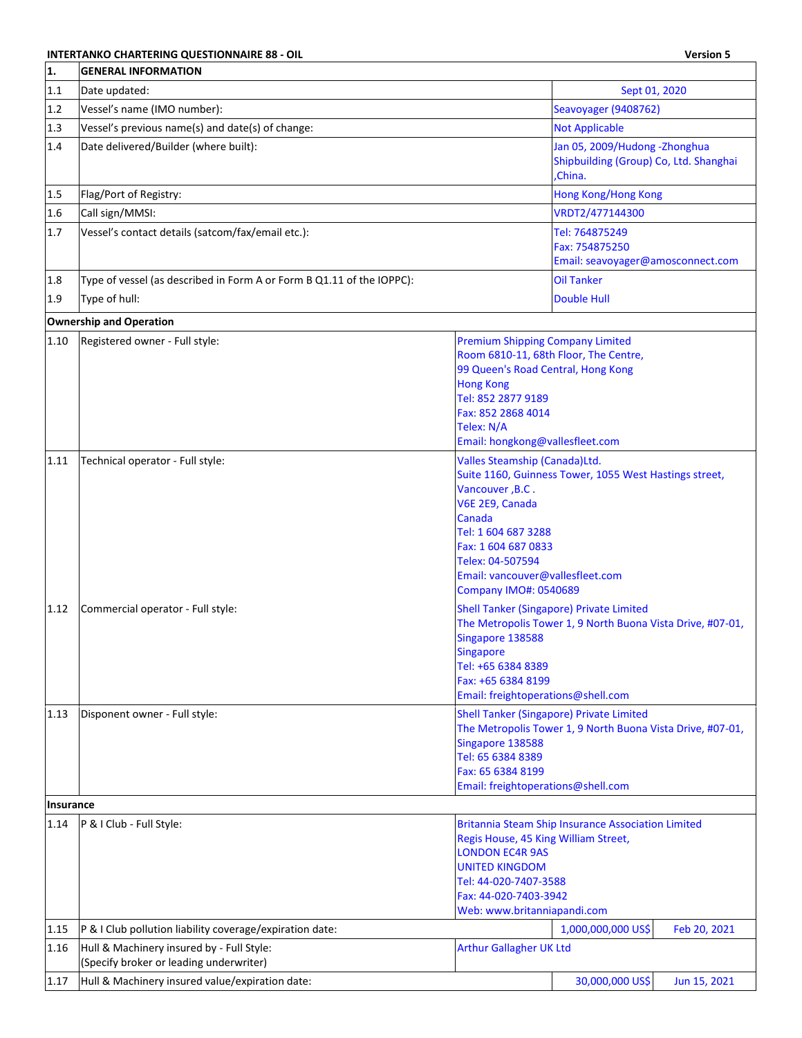**INTERTANKO CHARTERING QUESTIONNAIRE 88 - OIL** — **Version 5**

| 1. | GENERAL INFORMATION | | |
|---|---|---|---|
| 1.1 | Date updated: | Sept 01, 2020 | |
| 1.2 | Vessel's name (IMO number): | Seavoyager (9408762) | |
| 1.3 | Vessel's previous name(s) and date(s) of change: | Not Applicable | |
| 1.4 | Date delivered/Builder (where built): | Jan 05, 2009/Hudong -Zhonghua Shipbuilding (Group) Co, Ltd. Shanghai ,China. | |
| 1.5 | Flag/Port of Registry: | Hong Kong/Hong Kong | |
| 1.6 | Call sign/MMSI: | VRDT2/477144300 | |
| 1.7 | Vessel's contact details (satcom/fax/email etc.): | Tel: 764875249<br>Fax: 754875250<br>Email: seavoyager@amosconnect.com | |
| 1.8 | Type of vessel (as described in Form A or Form B Q1.11 of the IOPPC): | Oil Tanker | |
| 1.9 | Type of hull: | Double Hull | |
| **Ownership and Operation** | | | |
| 1.10 | Registered owner - Full style: | Premium Shipping Company Limited<br>Room 6810-11, 68th Floor, The Centre,<br>99 Queen's Road Central, Hong Kong<br>Hong Kong<br>Tel: 852 2877 9189<br>Fax: 852 2868 4014<br>Telex: N/A<br>Email: hongkong@vallesfleet.com | |
| 1.11 | Technical operator - Full style: | Valles Steamship (Canada)Ltd.<br>Suite 1160, Guinness Tower, 1055 West Hastings street,<br>Vancouver ,B.C .<br>V6E 2E9, Canada<br>Canada<br>Tel: 1 604 687 3288<br>Fax: 1 604 687 0833<br>Telex: 04-507594<br>Email: vancouver@vallesfleet.com<br>Company IMO#: 0540689 | |
| 1.12 | Commercial operator - Full style: | Shell Tanker (Singapore) Private Limited<br>The Metropolis Tower 1, 9 North Buona Vista Drive, #07-01,<br>Singapore 138588<br>Singapore<br>Tel: +65 6384 8389<br>Fax: +65 6384 8199<br>Email: freightoperations@shell.com | |
| 1.13 | Disponent owner - Full style: | Shell Tanker (Singapore) Private Limited<br>The Metropolis Tower 1, 9 North Buona Vista Drive, #07-01,<br>Singapore 138588<br>Tel: 65 6384 8389<br>Fax: 65 6384 8199<br>Email: freightoperations@shell.com | |
| **Insurance** | | | |
| 1.14 | P & I Club - Full Style: | Britannia Steam Ship Insurance Association Limited<br>Regis House, 45 King William Street,<br>LONDON EC4R 9AS<br>UNITED KINGDOM<br>Tel: 44-020-7407-3588<br>Fax: 44-020-7403-3942<br>Web: www.britanniapandi.com | |
| 1.15 | P & I Club pollution liability coverage/expiration date: | 1,000,000,000 US$ | Feb 20, 2021 |
| 1.16 | Hull & Machinery insured by - Full Style:<br>(Specify broker or leading underwriter) | Arthur Gallagher UK Ltd | |
| 1.17 | Hull & Machinery insured value/expiration date: | 30,000,000 US$ | Jun 15, 2021 |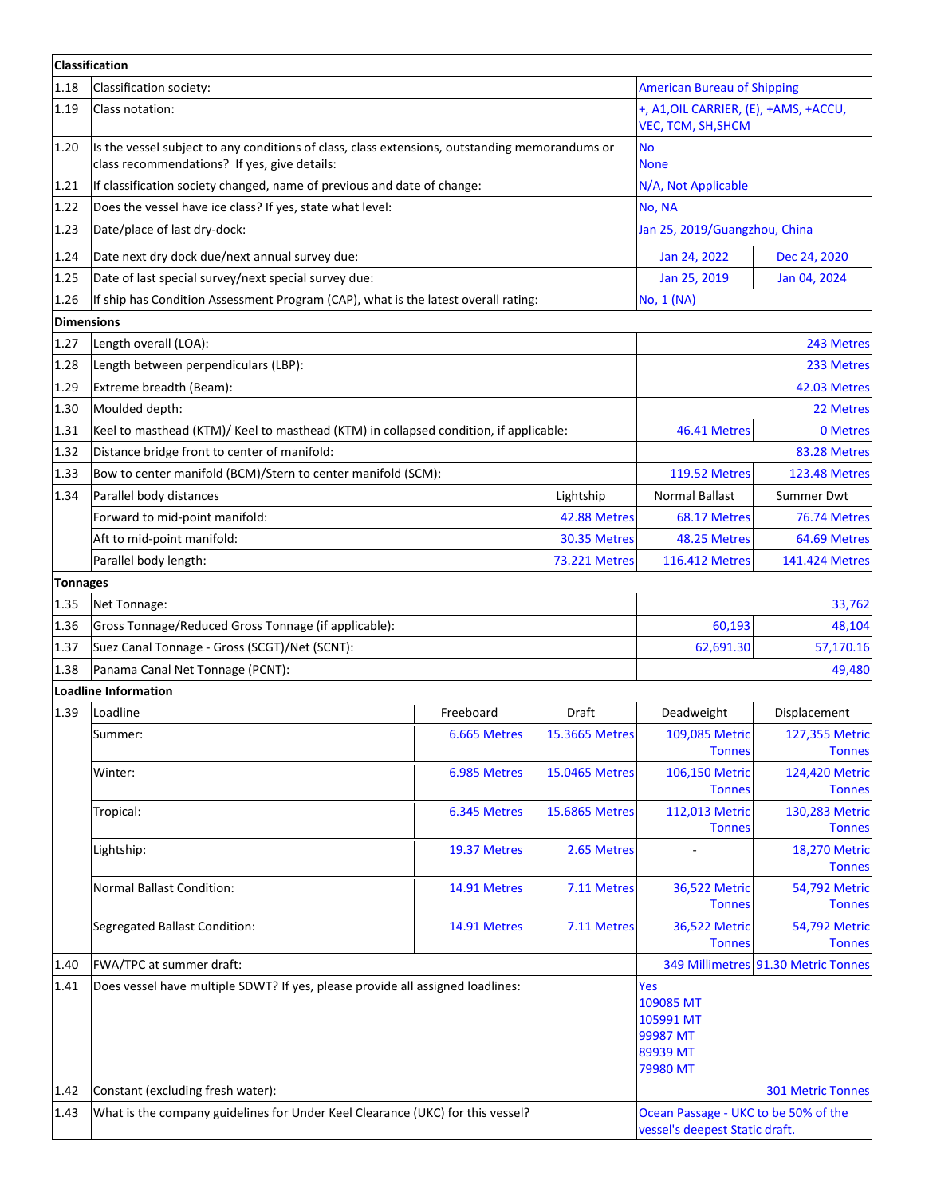| | | | | | |
|---|---|---|---|---|---|
| **Classification** | | | | | |
| 1.18 | Classification society: | | | American Bureau of Shipping | |
| 1.19 | Class notation: | | | +, A1,OIL CARRIER, (E), +AMS, +ACCU, VEC, TCM, SH,SHCM | |
| 1.20 | Is the vessel subject to any conditions of class, class extensions, outstanding memorandums or class recommendations? If yes, give details: | | | No<br>None | |
| 1.21 | If classification society changed, name of previous and date of change: | | | N/A, Not Applicable | |
| 1.22 | Does the vessel have ice class? If yes, state what level: | | | No, NA | |
| 1.23 | Date/place of last dry-dock: | | | Jan 25, 2019/Guangzhou, China | |
| 1.24 | Date next dry dock due/next annual survey due: | | | Jan 24, 2022 | Dec 24, 2020 |
| 1.25 | Date of last special survey/next special survey due: | | | Jan 25, 2019 | Jan 04, 2024 |
| 1.26 | If ship has Condition Assessment Program (CAP), what is the latest overall rating: | | | No, 1 (NA) | |
| **Dimensions** | | | | | |
| 1.27 | Length overall (LOA): | | | | 243 Metres |
| 1.28 | Length between perpendiculars (LBP): | | | | 233 Metres |
| 1.29 | Extreme breadth (Beam): | | | | 42.03 Metres |
| 1.30 | Moulded depth: | | | | 22 Metres |
| 1.31 | Keel to masthead (KTM)/ Keel to masthead (KTM) in collapsed condition, if applicable: | | | 46.41 Metres | 0 Metres |
| 1.32 | Distance bridge front to center of manifold: | | | | 83.28 Metres |
| 1.33 | Bow to center manifold (BCM)/Stern to center manifold (SCM): | | | 119.52 Metres | 123.48 Metres |
| 1.34 | Parallel body distances | | Lightship | Normal Ballast | Summer Dwt |
| | Forward to mid-point manifold: | | 42.88 Metres | 68.17 Metres | 76.74 Metres |
| | Aft to mid-point manifold: | | 30.35 Metres | 48.25 Metres | 64.69 Metres |
| | Parallel body length: | | 73.221 Metres | 116.412 Metres | 141.424 Metres |
| **Tonnages** | | | | | |
| 1.35 | Net Tonnage: | | | | 33,762 |
| 1.36 | Gross Tonnage/Reduced Gross Tonnage (if applicable): | | | 60,193 | 48,104 |
| 1.37 | Suez Canal Tonnage - Gross (SCGT)/Net (SCNT): | | | 62,691.30 | 57,170.16 |
| 1.38 | Panama Canal Net Tonnage (PCNT): | | | | 49,480 |
| **Loadline Information** | | | | | |
| 1.39 | Loadline | Freeboard | Draft | Deadweight | Displacement |
| | Summer: | 6.665 Metres | 15.3665 Metres | 109,085 Metric Tonnes | 127,355 Metric Tonnes |
| | Winter: | 6.985 Metres | 15.0465 Metres | 106,150 Metric Tonnes | 124,420 Metric Tonnes |
| | Tropical: | 6.345 Metres | 15.6865 Metres | 112,013 Metric Tonnes | 130,283 Metric Tonnes |
| | Lightship: | 19.37 Metres | 2.65 Metres | - | 18,270 Metric Tonnes |
| | Normal Ballast Condition: | 14.91 Metres | 7.11 Metres | 36,522 Metric Tonnes | 54,792 Metric Tonnes |
| | Segregated Ballast Condition: | 14.91 Metres | 7.11 Metres | 36,522 Metric Tonnes | 54,792 Metric Tonnes |
| 1.40 | FWA/TPC at summer draft: | | | 349 Millimetres | 91.30 Metric Tonnes |
| 1.41 | Does vessel have multiple SDWT? If yes, please provide all assigned loadlines: | | | Yes<br>109085 MT<br>105991 MT<br>99987 MT<br>89939 MT<br>79980 MT | |
| 1.42 | Constant (excluding fresh water): | | | | 301 Metric Tonnes |
| 1.43 | What is the company guidelines for Under Keel Clearance (UKC) for this vessel? | | | Ocean Passage - UKC to be 50% of the vessel's deepest Static draft. | |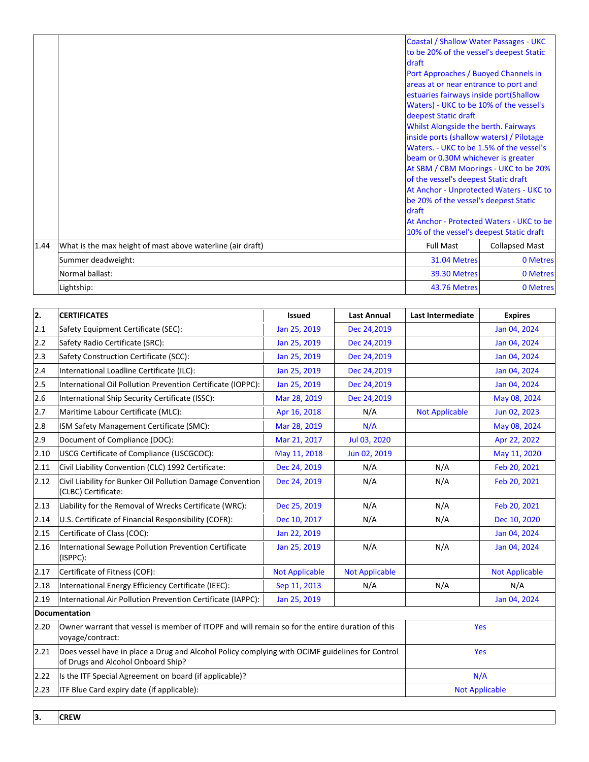| | | | |
|---|---|---|---|
| | | Coastal / Shallow Water Passages - UKC to be 20% of the vessel's deepest Static draft<br>Port Approaches / Buoyed Channels in areas at or near entrance to port and estuaries fairways inside port(Shallow Waters) - UKC to be 10% of the vessel's deepest Static draft<br>Whilst Alongside the berth. Fairways inside ports (shallow waters) / Pilotage Waters. - UKC to be 1.5% of the vessel's beam or 0.30M whichever is greater<br>At SBM / CBM Moorings - UKC to be 20% of the vessel's deepest Static draft<br>At Anchor - Unprotected Waters - UKC to be 20% of the vessel's deepest Static draft<br>At Anchor - Protected Waters - UKC to be 10% of the vessel's deepest Static draft | |
| 1.44 | What is the max height of mast above waterline (air draft) | Full Mast | Collapsed Mast |
| | Summer deadweight: | 31.04 Metres | 0 Metres |
| | Normal ballast: | 39.30 Metres | 0 Metres |
| | Lightship: | 43.76 Metres | 0 Metres |

| 2. | CERTIFICATES | Issued | Last Annual | Last Intermediate | Expires |
|---|---|---|---|---|---|
| 2.1 | Safety Equipment Certificate (SEC): | Jan 25, 2019 | Dec 24,2019 | | Jan 04, 2024 |
| 2.2 | Safety Radio Certificate (SRC): | Jan 25, 2019 | Dec 24,2019 | | Jan 04, 2024 |
| 2.3 | Safety Construction Certificate (SCC): | Jan 25, 2019 | Dec 24,2019 | | Jan 04, 2024 |
| 2.4 | International Loadline Certificate (ILC): | Jan 25, 2019 | Dec 24,2019 | | Jan 04, 2024 |
| 2.5 | International Oil Pollution Prevention Certificate (IOPPC): | Jan 25, 2019 | Dec 24,2019 | | Jan 04, 2024 |
| 2.6 | International Ship Security Certificate (ISSC): | Mar 28, 2019 | Dec 24,2019 | | May 08, 2024 |
| 2.7 | Maritime Labour Certificate (MLC): | Apr 16, 2018 | N/A | Not Applicable | Jun 02, 2023 |
| 2.8 | ISM Safety Management Certificate (SMC): | Mar 28, 2019 | N/A | | May 08, 2024 |
| 2.9 | Document of Compliance (DOC): | Mar 21, 2017 | Jul 03, 2020 | | Apr 22, 2022 |
| 2.10 | USCG Certificate of Compliance (USCGCOC): | May 11, 2018 | Jun 02, 2019 | | May 11, 2020 |
| 2.11 | Civil Liability Convention (CLC) 1992 Certificate: | Dec 24, 2019 | N/A | N/A | Feb 20, 2021 |
| 2.12 | Civil Liability for Bunker Oil Pollution Damage Convention (CLBC) Certificate: | Dec 24, 2019 | N/A | N/A | Feb 20, 2021 |
| 2.13 | Liability for the Removal of Wrecks Certificate (WRC): | Dec 25, 2019 | N/A | N/A | Feb 20, 2021 |
| 2.14 | U.S. Certificate of Financial Responsibility (COFR): | Dec 10, 2017 | N/A | N/A | Dec 10, 2020 |
| 2.15 | Certificate of Class (COC): | Jan 22, 2019 | | | Jan 04, 2024 |
| 2.16 | International Sewage Pollution Prevention Certificate (ISPPC): | Jan 25, 2019 | N/A | N/A | Jan 04, 2024 |
| 2.17 | Certificate of Fitness (COF): | Not Applicable | Not Applicable | | Not Applicable |
| 2.18 | International Energy Efficiency Certificate (IEEC): | Sep 11, 2013 | N/A | N/A | N/A |
| 2.19 | International Air Pollution Prevention Certificate (IAPPC): | Jan 25, 2019 | | | Jan 04, 2024 |
| **Documentation** | | | | | |
| 2.20 | Owner warrant that vessel is member of ITOPF and will remain so for the entire duration of this voyage/contract: | | | Yes | |
| 2.21 | Does vessel have in place a Drug and Alcohol Policy complying with OCIMF guidelines for Control of Drugs and Alcohol Onboard Ship? | | | Yes | |
| 2.22 | Is the ITF Special Agreement on board (if applicable)? | | | N/A | |
| 2.23 | ITF Blue Card expiry date (if applicable): | | | Not Applicable | |

| 3. | CREW |
|---|---|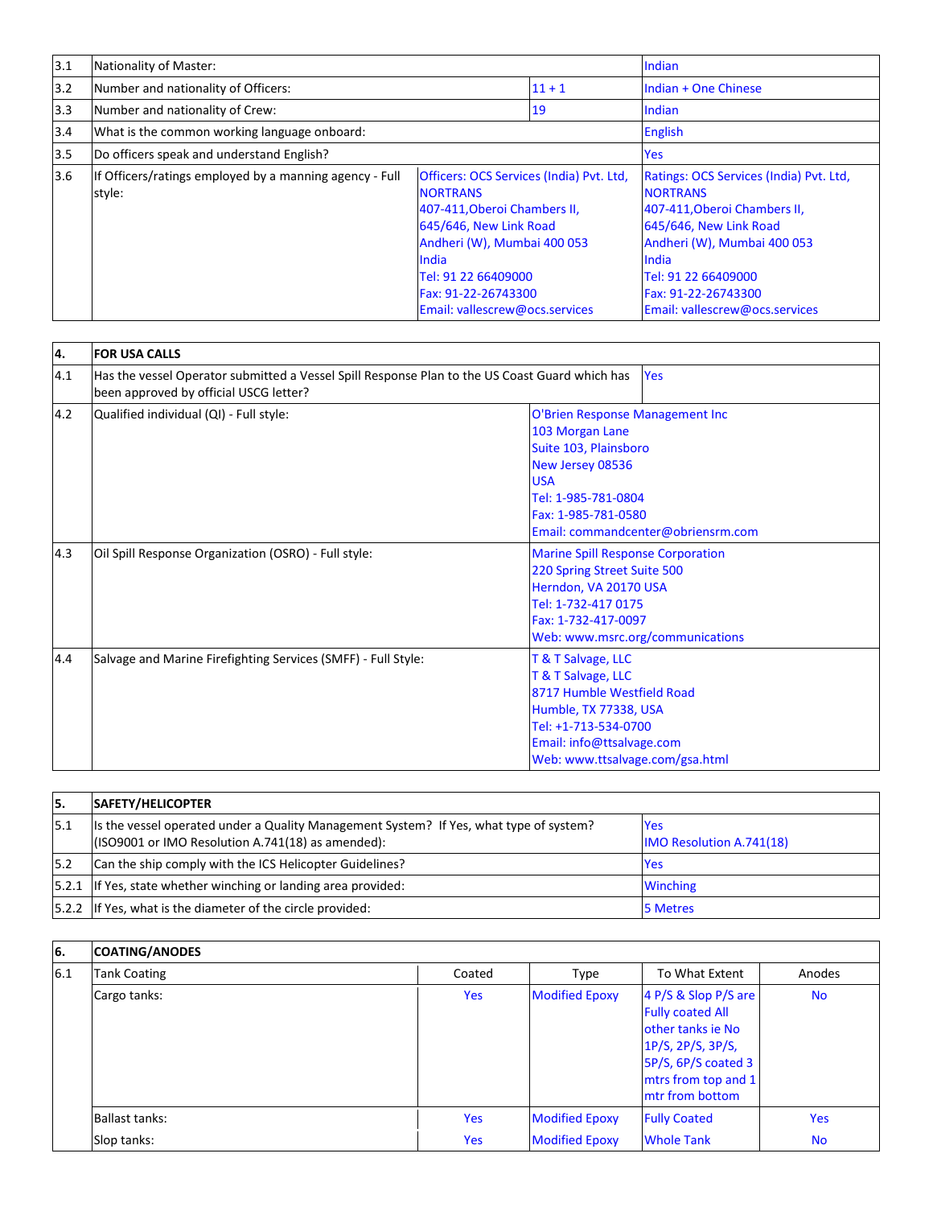| | | | |
|---|---|---|---|
| 3.1 | Nationality of Master: | | Indian |
| 3.2 | Number and nationality of Officers: | 11 + 1 | Indian + One Chinese |
| 3.3 | Number and nationality of Crew: | 19 | Indian |
| 3.4 | What is the common working language onboard: | | English |
| 3.5 | Do officers speak and understand English? | | Yes |
| 3.6 | If Officers/ratings employed by a manning agency - Full style: | Officers: OCS Services (India) Pvt. Ltd, NORTRANS<br>407-411,Oberoi Chambers II,<br>645/646, New Link Road<br>Andheri (W), Mumbai 400 053<br>India<br>Tel: 91 22 66409000<br>Fax: 91-22-26743300<br>Email: vallescrew@ocs.services | Ratings: OCS Services (India) Pvt. Ltd, NORTRANS<br>407-411,Oberoi Chambers II,<br>645/646, New Link Road<br>Andheri (W), Mumbai 400 053<br>India<br>Tel: 91 22 66409000<br>Fax: 91-22-26743300<br>Email: vallescrew@ocs.services |

| **4.** | **FOR USA CALLS** | |
|---|---|---|
| 4.1 | Has the vessel Operator submitted a Vessel Spill Response Plan to the US Coast Guard which has been approved by official USCG letter? | Yes |
| 4.2 | Qualified individual (QI) - Full style: | O'Brien Response Management Inc<br>103 Morgan Lane<br>Suite 103, Plainsboro<br>New Jersey 08536<br>USA<br>Tel: 1-985-781-0804<br>Fax: 1-985-781-0580<br>Email: commandcenter@obriensrm.com |
| 4.3 | Oil Spill Response Organization (OSRO) - Full style: | Marine Spill Response Corporation<br>220 Spring Street Suite 500<br>Herndon, VA 20170 USA<br>Tel: 1-732-417 0175<br>Fax: 1-732-417-0097<br>Web: www.msrc.org/communications |
| 4.4 | Salvage and Marine Firefighting Services (SMFF) - Full Style: | T & T Salvage, LLC<br>T & T Salvage, LLC<br>8717 Humble Westfield Road<br>Humble, TX 77338, USA<br>Tel: +1-713-534-0700<br>Email: info@ttsalvage.com<br>Web: www.ttsalvage.com/gsa.html |

| **5.** | **SAFETY/HELICOPTER** | |
|---|---|---|
| 5.1 | Is the vessel operated under a Quality Management System? If Yes, what type of system? (ISO9001 or IMO Resolution A.741(18) as amended): | Yes<br>IMO Resolution A.741(18) |
| 5.2 | Can the ship comply with the ICS Helicopter Guidelines? | Yes |
| 5.2.1 | If Yes, state whether winching or landing area provided: | Winching |
| 5.2.2 | If Yes, what is the diameter of the circle provided: | 5 Metres |

| **6.** | **COATING/ANODES** | | | | |
|---|---|---|---|---|---|
| 6.1 | Tank Coating | Coated | Type | To What Extent | Anodes |
| | Cargo tanks: | Yes | Modified Epoxy | 4 P/S & Slop P/S are Fully coated All other tanks ie No 1P/S, 2P/S, 3P/S, 5P/S, 6P/S coated 3 mtrs from top and 1 mtr from bottom | No |
| | Ballast tanks: | Yes | Modified Epoxy | Fully Coated | Yes |
| | Slop tanks: | Yes | Modified Epoxy | Whole Tank | No |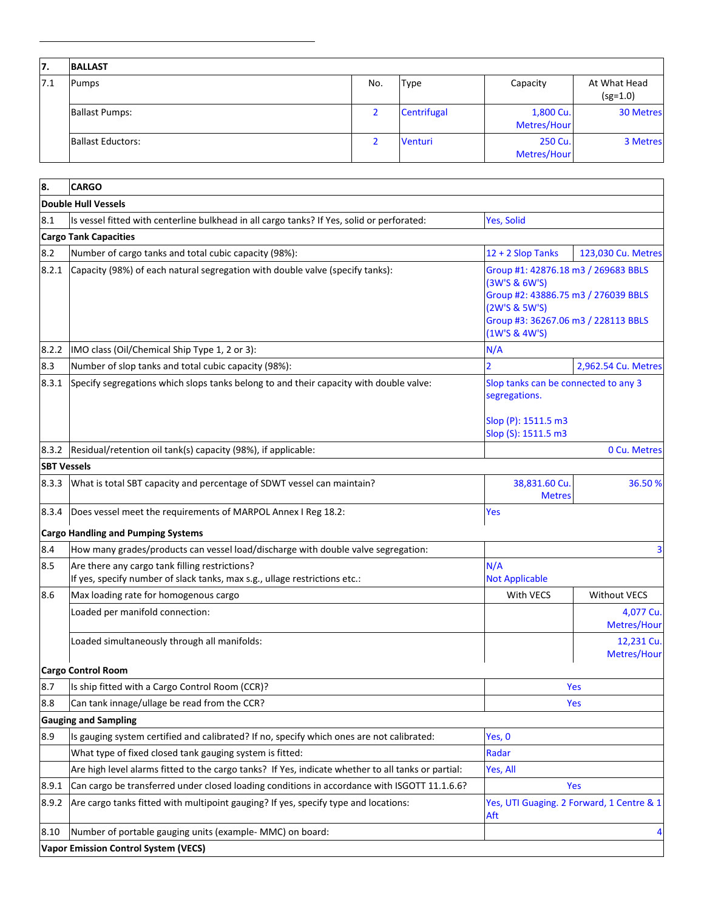| 7. | BALLAST | | | | |
|---|---|---|---|---|---|
| 7.1 | Pumps | No. | Type | Capacity | At What Head (sg=1.0) |
| | Ballast Pumps: | 2 | Centrifugal | 1,800 Cu. Metres/Hour | 30 Metres |
| | Ballast Eductors: | 2 | Venturi | 250 Cu. Metres/Hour | 3 Metres |

| 8. | CARGO | | |
|---|---|---|---|
| **Double Hull Vessels** | | | |
| 8.1 | Is vessel fitted with centerline bulkhead in all cargo tanks? If Yes, solid or perforated: | Yes, Solid | |
| **Cargo Tank Capacities** | | | |
| 8.2 | Number of cargo tanks and total cubic capacity (98%): | 12 + 2 Slop Tanks | 123,030 Cu. Metres |
| 8.2.1 | Capacity (98%) of each natural segregation with double valve (specify tanks): | Group #1: 42876.18 m3 / 269683 BBLS (3W'S & 6W'S)<br>Group #2: 43886.75 m3 / 276039 BBLS (2W'S & 5W'S)<br>Group #3: 36267.06 m3 / 228113 BBLS (1W'S & 4W'S) | |
| 8.2.2 | IMO class (Oil/Chemical Ship Type 1, 2 or 3): | N/A | |
| 8.3 | Number of slop tanks and total cubic capacity (98%): | 2 | 2,962.54 Cu. Metres |
| 8.3.1 | Specify segregations which slops tanks belong to and their capacity with double valve: | Slop tanks can be connected to any 3 segregations.<br><br>Slop (P): 1511.5 m3<br>Slop (S): 1511.5 m3 | |
| 8.3.2 | Residual/retention oil tank(s) capacity (98%), if applicable: | | 0 Cu. Metres |
| **SBT Vessels** | | | |
| 8.3.3 | What is total SBT capacity and percentage of SDWT vessel can maintain? | 38,831.60 Cu. Metres | 36.50 % |
| 8.3.4 | Does vessel meet the requirements of MARPOL Annex I Reg 18.2: | Yes | |
| **Cargo Handling and Pumping Systems** | | | |
| 8.4 | How many grades/products can vessel load/discharge with double valve segregation: | | 3 |
| 8.5 | Are there any cargo tank filling restrictions?<br>If yes, specify number of slack tanks, max s.g., ullage restrictions etc.: | N/A<br>Not Applicable | |
| 8.6 | Max loading rate for homogenous cargo | With VECS | Without VECS |
| | Loaded per manifold connection: | | 4,077 Cu. Metres/Hour |
| | Loaded simultaneously through all manifolds: | | 12,231 Cu. Metres/Hour |
| **Cargo Control Room** | | | |
| 8.7 | Is ship fitted with a Cargo Control Room (CCR)? | Yes | |
| 8.8 | Can tank innage/ullage be read from the CCR? | Yes | |
| **Gauging and Sampling** | | | |
| 8.9 | Is gauging system certified and calibrated? If no, specify which ones are not calibrated: | Yes, 0 | |
| | What type of fixed closed tank gauging system is fitted: | Radar | |
| | Are high level alarms fitted to the cargo tanks? If Yes, indicate whether to all tanks or partial: | Yes, All | |
| 8.9.1 | Can cargo be transferred under closed loading conditions in accordance with ISGOTT 11.1.6.6? | Yes | |
| 8.9.2 | Are cargo tanks fitted with multipoint gauging? If yes, specify type and locations: | Yes, UTI Guaging. 2 Forward, 1 Centre & 1 Aft | |
| 8.10 | Number of portable gauging units (example- MMC) on board: | | 4 |
| **Vapor Emission Control System (VECS)** | | | |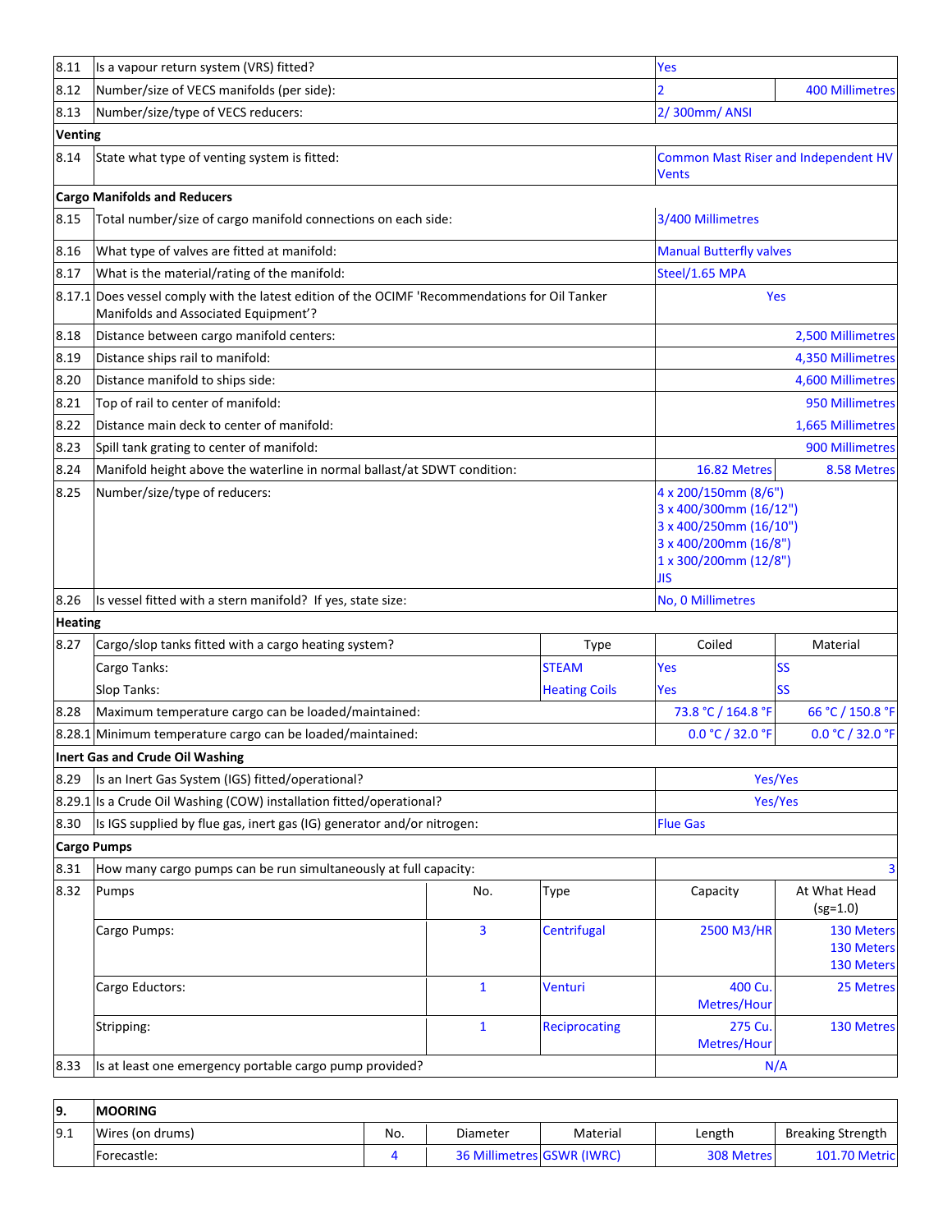| | | | | | |
|---|---|---|---|---|---|
| 8.11 | Is a vapour return system (VRS) fitted? | | | Yes | |
| 8.12 | Number/size of VECS manifolds (per side): | | | 2 | 400 Millimetres |
| 8.13 | Number/size/type of VECS reducers: | | | 2/ 300mm/ ANSI | |
| **Venting** | | | | | |
| 8.14 | State what type of venting system is fitted: | | | Common Mast Riser and Independent HV Vents | |
| **Cargo Manifolds and Reducers** | | | | | |
| 8.15 | Total number/size of cargo manifold connections on each side: | | | 3/400 Millimetres | |
| 8.16 | What type of valves are fitted at manifold: | | | Manual Butterfly valves | |
| 8.17 | What is the material/rating of the manifold: | | | Steel/1.65 MPA | |
| 8.17.1 | Does vessel comply with the latest edition of the OCIMF 'Recommendations for Oil Tanker Manifolds and Associated Equipment'? | | | Yes | |
| 8.18 | Distance between cargo manifold centers: | | | | 2,500 Millimetres |
| 8.19 | Distance ships rail to manifold: | | | | 4,350 Millimetres |
| 8.20 | Distance manifold to ships side: | | | | 4,600 Millimetres |
| 8.21 | Top of rail to center of manifold: | | | | 950 Millimetres |
| 8.22 | Distance main deck to center of manifold: | | | | 1,665 Millimetres |
| 8.23 | Spill tank grating to center of manifold: | | | | 900 Millimetres |
| 8.24 | Manifold height above the waterline in normal ballast/at SDWT condition: | | | 16.82 Metres | 8.58 Metres |
| 8.25 | Number/size/type of reducers: | | | 4 x 200/150mm (8/6")<br>3 x 400/300mm (16/12")<br>3 x 400/250mm (16/10")<br>3 x 400/200mm (16/8")<br>1 x 300/200mm (12/8")<br>JIS | |
| 8.26 | Is vessel fitted with a stern manifold? If yes, state size: | | | No, 0 Millimetres | |
| **Heating** | | | | | |
| 8.27 | Cargo/slop tanks fitted with a cargo heating system? | | Type | Coiled | Material |
| | Cargo Tanks: | | STEAM | Yes | SS |
| | Slop Tanks: | | Heating Coils | Yes | SS |
| 8.28 | Maximum temperature cargo can be loaded/maintained: | | | 73.8 °C / 164.8 °F | 66 °C / 150.8 °F |
| 8.28.1 | Minimum temperature cargo can be loaded/maintained: | | | 0.0 °C / 32.0 °F | 0.0 °C / 32.0 °F |
| **Inert Gas and Crude Oil Washing** | | | | | |
| 8.29 | Is an Inert Gas System (IGS) fitted/operational? | | | Yes/Yes | |
| 8.29.1 | Is a Crude Oil Washing (COW) installation fitted/operational? | | | Yes/Yes | |
| 8.30 | Is IGS supplied by flue gas, inert gas (IG) generator and/or nitrogen: | | | Flue Gas | |
| **Cargo Pumps** | | | | | |
| 8.31 | How many cargo pumps can be run simultaneously at full capacity: | | | | 3 |
| 8.32 | Pumps | No. | Type | Capacity | At What Head (sg=1.0) |
| | Cargo Pumps: | 3 | Centrifugal | 2500 M3/HR | 130 Meters<br>130 Meters<br>130 Meters |
| | Cargo Eductors: | 1 | Venturi | 400 Cu. Metres/Hour | 25 Metres |
| | Stripping: | 1 | Reciprocating | 275 Cu. Metres/Hour | 130 Metres |
| 8.33 | Is at least one emergency portable cargo pump provided? | | | N/A | |

| | | | | | | |
|---|---|---|---|---|---|---|
| **9.** | **MOORING** | | | | | |
| 9.1 | Wires (on drums) | No. | Diameter | Material | Length | Breaking Strength |
| | Forecastle: | 4 | 36 Millimetres | GSWR (IWRC) | 308 Metres | 101.70 Metric |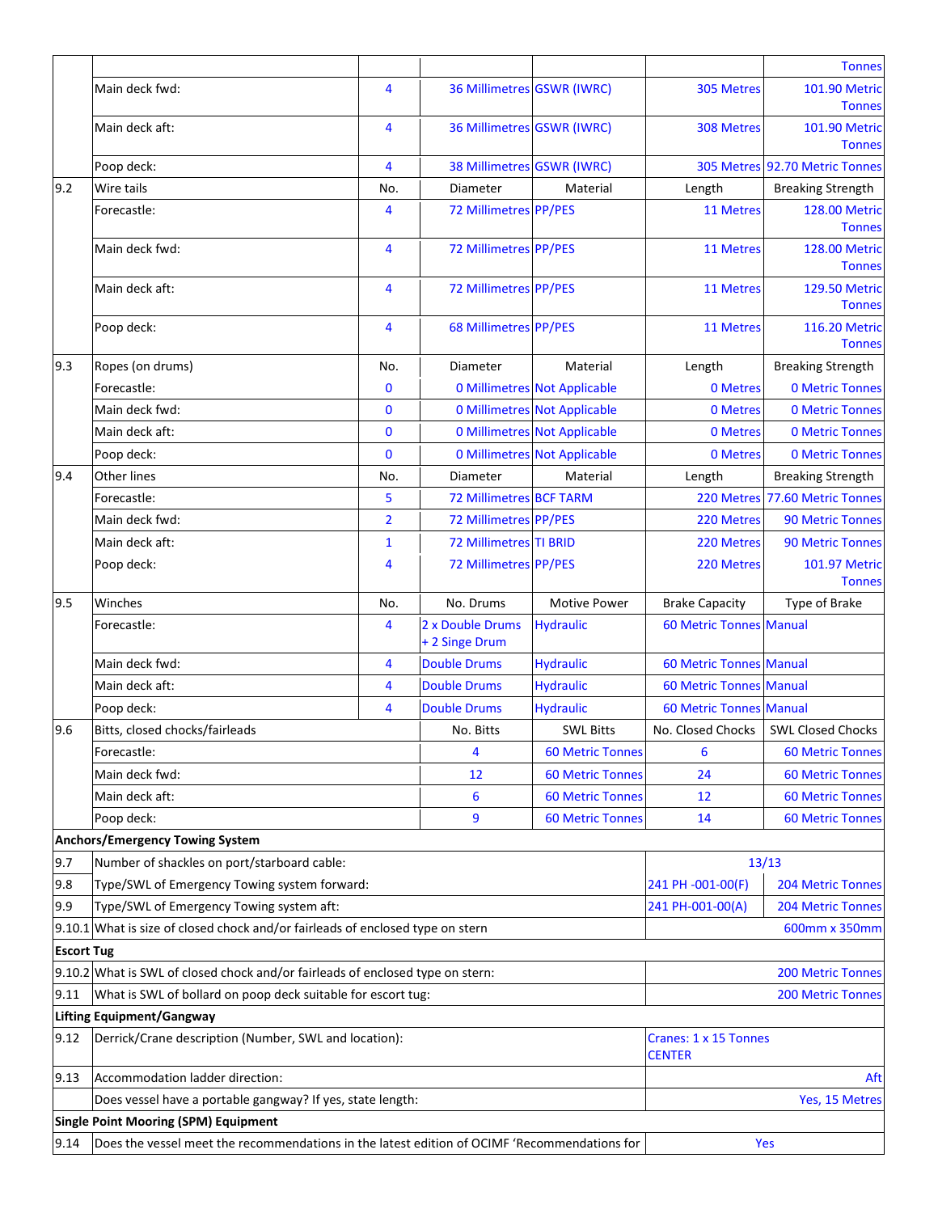| | | | | | | |
|---|---|---|---|---|---|---|
| | | | | | | Tonnes |
| | Main deck fwd: | 4 | 36 Millimetres | GSWR (IWRC) | 305 Metres | 101.90 Metric Tonnes |
| | Main deck aft: | 4 | 36 Millimetres | GSWR (IWRC) | 308 Metres | 101.90 Metric Tonnes |
| | Poop deck: | 4 | 38 Millimetres | GSWR (IWRC) | 305 Metres | 92.70 Metric Tonnes |
| 9.2 | Wire tails | No. | Diameter | Material | Length | Breaking Strength |
| | Forecastle: | 4 | 72 Millimetres | PP/PES | 11 Metres | 128.00 Metric Tonnes |
| | Main deck fwd: | 4 | 72 Millimetres | PP/PES | 11 Metres | 128.00 Metric Tonnes |
| | Main deck aft: | 4 | 72 Millimetres | PP/PES | 11 Metres | 129.50 Metric Tonnes |
| | Poop deck: | 4 | 68 Millimetres | PP/PES | 11 Metres | 116.20 Metric Tonnes |
| 9.3 | Ropes (on drums) | No. | Diameter | Material | Length | Breaking Strength |
| | Forecastle: | 0 | 0 Millimetres | Not Applicable | 0 Metres | 0 Metric Tonnes |
| | Main deck fwd: | 0 | 0 Millimetres | Not Applicable | 0 Metres | 0 Metric Tonnes |
| | Main deck aft: | 0 | 0 Millimetres | Not Applicable | 0 Metres | 0 Metric Tonnes |
| | Poop deck: | 0 | 0 Millimetres | Not Applicable | 0 Metres | 0 Metric Tonnes |
| 9.4 | Other lines | No. | Diameter | Material | Length | Breaking Strength |
| | Forecastle: | 5 | 72 Millimetres | BCF TARM | 220 Metres | 77.60 Metric Tonnes |
| | Main deck fwd: | 2 | 72 Millimetres | PP/PES | 220 Metres | 90 Metric Tonnes |
| | Main deck aft: | 1 | 72 Millimetres | TI BRID | 220 Metres | 90 Metric Tonnes |
| | Poop deck: | 4 | 72 Millimetres | PP/PES | 220 Metres | 101.97 Metric Tonnes |
| 9.5 | Winches | No. | No. Drums | Motive Power | Brake Capacity | Type of Brake |
| | Forecastle: | 4 | 2 x Double Drums + 2 Singe Drum | Hydraulic | 60 Metric Tonnes | Manual |
| | Main deck fwd: | 4 | Double Drums | Hydraulic | 60 Metric Tonnes | Manual |
| | Main deck aft: | 4 | Double Drums | Hydraulic | 60 Metric Tonnes | Manual |
| | Poop deck: | 4 | Double Drums | Hydraulic | 60 Metric Tonnes | Manual |
| 9.6 | Bitts, closed chocks/fairleads | | No. Bitts | SWL Bitts | No. Closed Chocks | SWL Closed Chocks |
| | Forecastle: | | 4 | 60 Metric Tonnes | 6 | 60 Metric Tonnes |
| | Main deck fwd: | | 12 | 60 Metric Tonnes | 24 | 60 Metric Tonnes |
| | Main deck aft: | | 6 | 60 Metric Tonnes | 12 | 60 Metric Tonnes |
| | Poop deck: | | 9 | 60 Metric Tonnes | 14 | 60 Metric Tonnes |
| **Anchors/Emergency Towing System** | | | | | | |
| 9.7 | Number of shackles on port/starboard cable: | | | | 13/13 | |
| 9.8 | Type/SWL of Emergency Towing system forward: | | | | 241 PH -001-00(F) | 204 Metric Tonnes |
| 9.9 | Type/SWL of Emergency Towing system aft: | | | | 241 PH-001-00(A) | 204 Metric Tonnes |
| 9.10.1 | What is size of closed chock and/or fairleads of enclosed type on stern | | | | | 600mm x 350mm |
| **Escort Tug** | | | | | | |
| 9.10.2 | What is SWL of closed chock and/or fairleads of enclosed type on stern: | | | | | 200 Metric Tonnes |
| 9.11 | What is SWL of bollard on poop deck suitable for escort tug: | | | | | 200 Metric Tonnes |
| **Lifting Equipment/Gangway** | | | | | | |
| 9.12 | Derrick/Crane description (Number, SWL and location): | | | | Cranes: 1 x 15 Tonnes CENTER | |
| 9.13 | Accommodation ladder direction: | | | | | Aft |
| | Does vessel have a portable gangway? If yes, state length: | | | | | Yes, 15 Metres |
| **Single Point Mooring (SPM) Equipment** | | | | | | |
| 9.14 | Does the vessel meet the recommendations in the latest edition of OCIMF 'Recommendations for | | | | Yes | |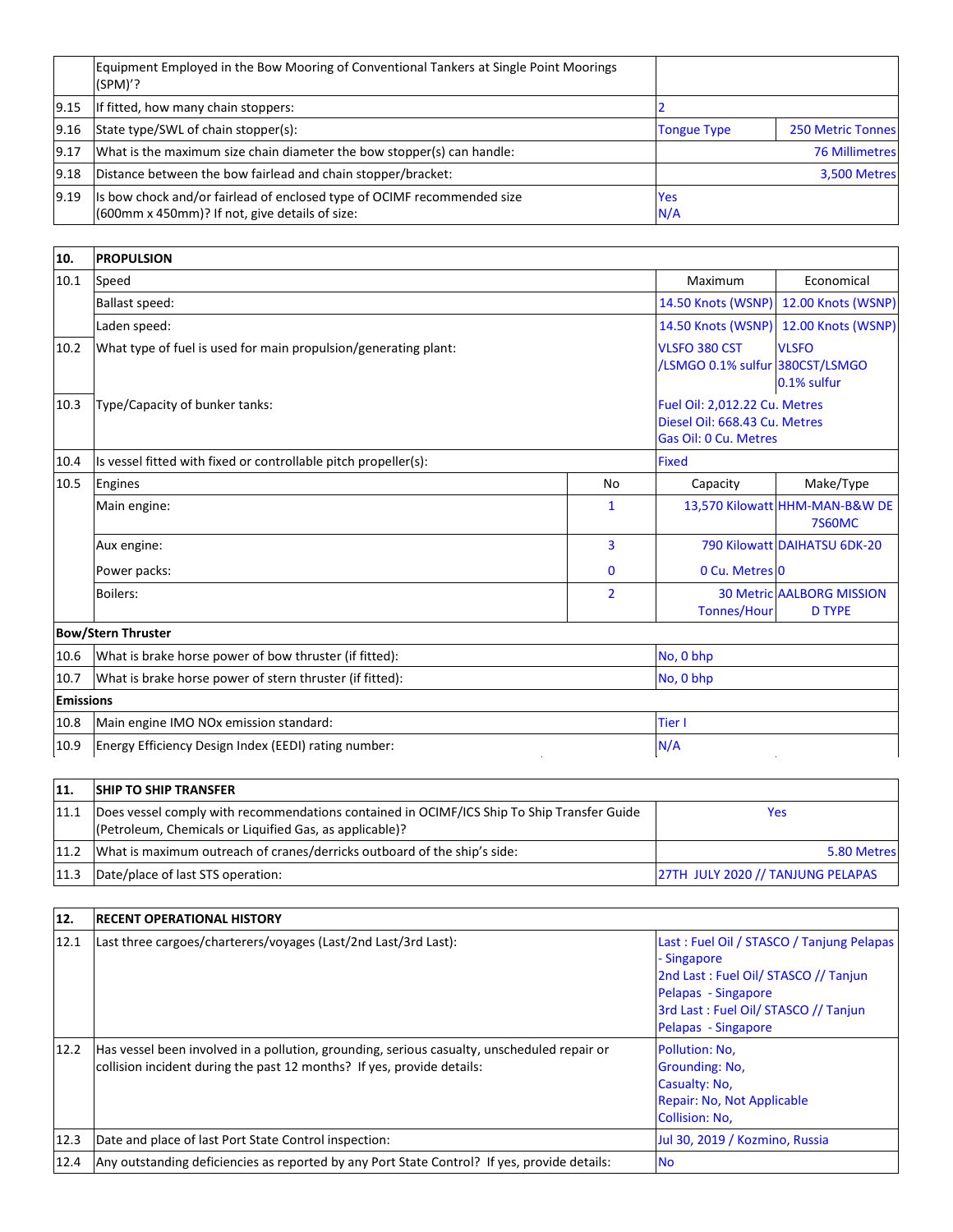|  | Equipment Employed in the Bow Mooring of Conventional Tankers at Single Point Moorings (SPM)'? |  |  |
|---|---|---|---|
| 9.15 | If fitted, how many chain stoppers: | 2 |  |
| 9.16 | State type/SWL of chain stopper(s): | Tongue Type | 250 Metric Tonnes |
| 9.17 | What is the maximum size chain diameter the bow stopper(s) can handle: | 76 Millimetres |  |
| 9.18 | Distance between the bow fairlead and chain stopper/bracket: | 3,500 Metres |  |
| 9.19 | Is bow chock and/or fairlead of enclosed type of OCIMF recommended size (600mm x 450mm)? If not, give details of size: | Yes<br>N/A |  |

| 10. | PROPULSION |  |  |  |
|---|---|---|---|---|
| 10.1 | Speed |  | Maximum | Economical |
|  | Ballast speed: |  | 14.50 Knots (WSNP) | 12.00 Knots (WSNP) |
|  | Laden speed: |  | 14.50 Knots (WSNP) | 12.00 Knots (WSNP) |
| 10.2 | What type of fuel is used for main propulsion/generating plant: |  | VLSFO 380 CST /LSMGO 0.1% sulfur | VLSFO 380CST/LSMGO 0.1% sulfur |
| 10.3 | Type/Capacity of bunker tanks: |  | Fuel Oil: 2,012.22 Cu. Metres<br>Diesel Oil: 668.43 Cu. Metres<br>Gas Oil: 0 Cu. Metres |  |
| 10.4 | Is vessel fitted with fixed or controllable pitch propeller(s): |  | Fixed |  |
| 10.5 | Engines | No | Capacity | Make/Type |
|  | Main engine: | 1 | 13,570 Kilowatt | HHM-MAN-B&W DE 7S60MC |
|  | Aux engine: | 3 | 790 Kilowatt | DAIHATSU 6DK-20 |
|  | Power packs: | 0 | 0 Cu. Metres | 0 |
|  | Boilers: | 2 | 30 Metric Tonnes/Hour | AALBORG MISSION D TYPE |
| **Bow/Stern Thruster** |  |  |  |  |
| 10.6 | What is brake horse power of bow thruster (if fitted): |  | No, 0 bhp |  |
| 10.7 | What is brake horse power of stern thruster (if fitted): |  | No, 0 bhp |  |
| **Emissions** |  |  |  |  |
| 10.8 | Main engine IMO NOx emission standard: |  | Tier I |  |
| 10.9 | Energy Efficiency Design Index (EEDI) rating number: |  | N/A |  |

| 11. | SHIP TO SHIP TRANSFER |  |
|---|---|---|
| 11.1 | Does vessel comply with recommendations contained in OCIMF/ICS Ship To Ship Transfer Guide (Petroleum, Chemicals or Liquified Gas, as applicable)? | Yes |
| 11.2 | What is maximum outreach of cranes/derricks outboard of the ship's side: | 5.80 Metres |
| 11.3 | Date/place of last STS operation: | 27TH JULY 2020 // TANJUNG PELAPAS |

| 12. | RECENT OPERATIONAL HISTORY |  |
|---|---|---|
| 12.1 | Last three cargoes/charterers/voyages (Last/2nd Last/3rd Last): | Last : Fuel Oil / STASCO / Tanjung Pelapas - Singapore<br>2nd Last : Fuel Oil/ STASCO // Tanjun Pelapas - Singapore<br>3rd Last : Fuel Oil/ STASCO // Tanjun Pelapas - Singapore |
| 12.2 | Has vessel been involved in a pollution, grounding, serious casualty, unscheduled repair or collision incident during the past 12 months? If yes, provide details: | Pollution: No,<br>Grounding: No,<br>Casualty: No,<br>Repair: No, Not Applicable<br>Collision: No, |
| 12.3 | Date and place of last Port State Control inspection: | Jul 30, 2019 / Kozmino, Russia |
| 12.4 | Any outstanding deficiencies as reported by any Port State Control? If yes, provide details: | No |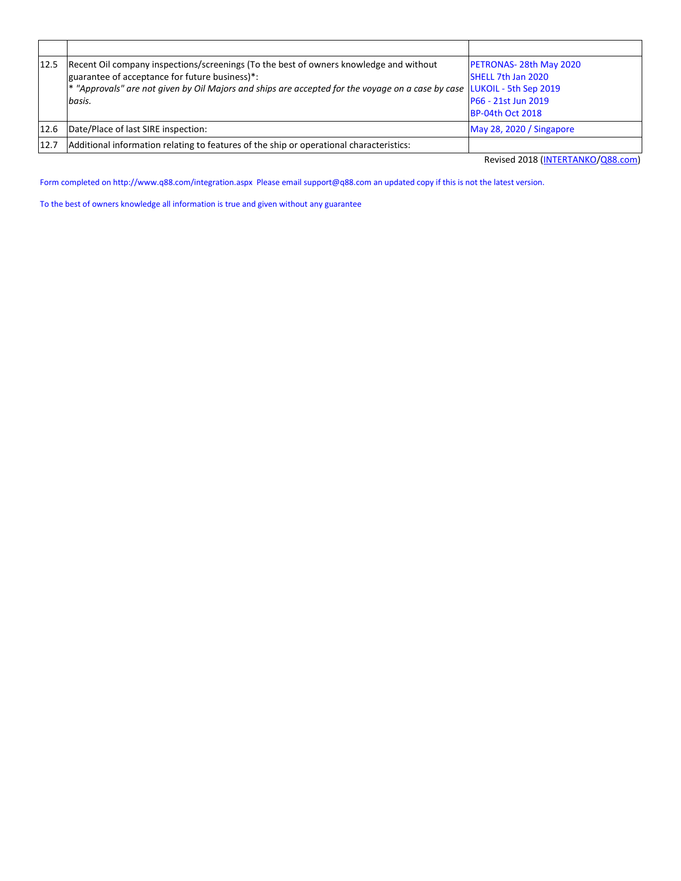| | | |
|---|---|---|
| 12.5 | Recent Oil company inspections/screenings (To the best of owners knowledge and without guarantee of acceptance for future business)*:<br>*"Approvals" are not given by Oil Majors and ships are accepted for the voyage on a case by case basis.* | PETRONAS- 28th May 2020<br>SHELL 7th Jan 2020<br>LUKOIL - 5th Sep 2019<br>P66 - 21st Jun 2019<br>BP-04th Oct 2018 |
| 12.6 | Date/Place of last SIRE inspection: | May 28, 2020 / Singapore |
| 12.7 | Additional information relating to features of the ship or operational characteristics: | |

Revised 2018 (INTERTANKO/Q88.com)

Form completed on http://www.q88.com/integration.aspx Please email support@q88.com an updated copy if this is not the latest version.

To the best of owners knowledge all information is true and given without any guarantee